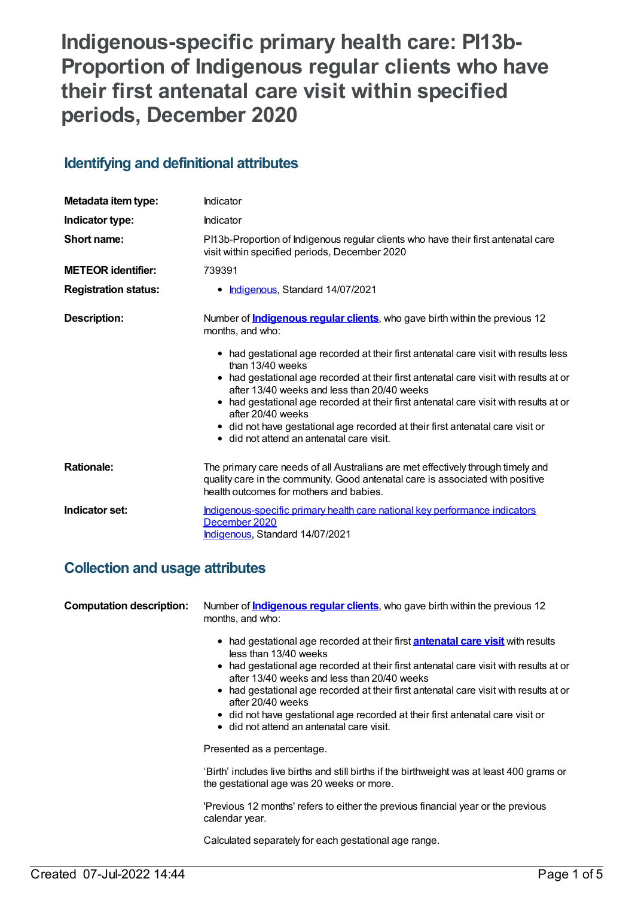# Indigenous-specific primary health care: PI13b-Proportion of Indigenous regular clients who have their first antenatal care visit within specified periods, December 2020

## Identifying and definitional attributes

| | |
|---|---|
| **Metadata item type:** | Indicator |
| **Indicator type:** | Indicator |
| **Short name:** | PI13b-Proportion of Indigenous regular clients who have their first antenatal care visit within specified periods, December 2020 |
| **METEOR identifier:** | 739391 |
| **Registration status:** | • Indigenous, Standard 14/07/2021 |

**Description:**

Number of **Indigenous regular clients**, who gave birth within the previous 12 months, and who:

- had gestational age recorded at their first antenatal care visit with results less than 13/40 weeks
- had gestational age recorded at their first antenatal care visit with results at or after 13/40 weeks and less than 20/40 weeks
- had gestational age recorded at their first antenatal care visit with results at or after 20/40 weeks
- did not have gestational age recorded at their first antenatal care visit or
- did not attend an antenatal care visit.

**Rationale:**

The primary care needs of all Australians are met effectively through timely and quality care in the community. Good antenatal care is associated with positive health outcomes for mothers and babies.

**Indicator set:**

Indigenous-specific primary health care national key performance indicators December 2020
Indigenous, Standard 14/07/2021

## Collection and usage attributes

**Computation description:**

Number of **Indigenous regular clients**, who gave birth within the previous 12 months, and who:

- had gestational age recorded at their first **antenatal care visit** with results less than 13/40 weeks
- had gestational age recorded at their first antenatal care visit with results at or after 13/40 weeks and less than 20/40 weeks
- had gestational age recorded at their first antenatal care visit with results at or after 20/40 weeks
- did not have gestational age recorded at their first antenatal care visit or
- did not attend an antenatal care visit.

Presented as a percentage.

'Birth' includes live births and still births if the birthweight was at least 400 grams or the gestational age was 20 weeks or more.

'Previous 12 months' refers to either the previous financial year or the previous calendar year.

Calculated separately for each gestational age range.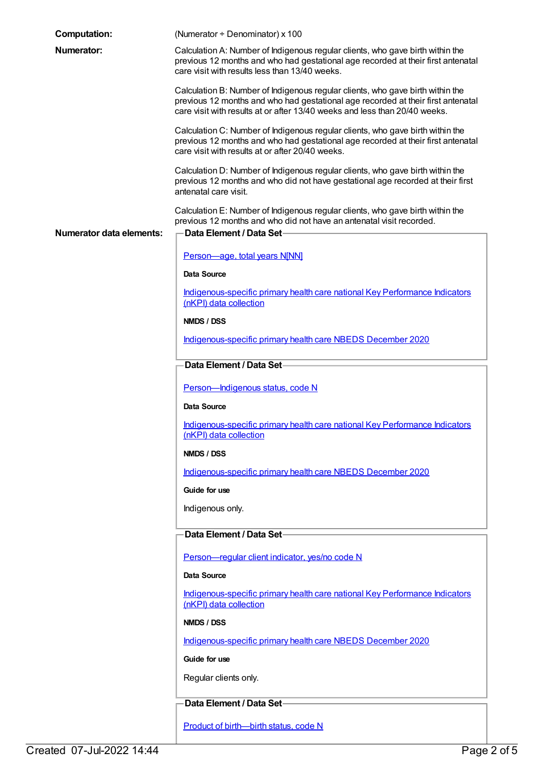**Computation:** (Numerator ÷ Denominator) x 100

**Numerator:** Calculation A: Number of Indigenous regular clients, who gave birth within the previous 12 months and who had gestational age recorded at their first antenatal care visit with results less than 13/40 weeks.

Calculation B: Number of Indigenous regular clients, who gave birth within the previous 12 months and who had gestational age recorded at their first antenatal care visit with results at or after 13/40 weeks and less than 20/40 weeks.

Calculation C: Number of Indigenous regular clients, who gave birth within the previous 12 months and who had gestational age recorded at their first antenatal care visit with results at or after 20/40 weeks.

Calculation D: Number of Indigenous regular clients, who gave birth within the previous 12 months and who did not have gestational age recorded at their first antenatal care visit.

Calculation E: Number of Indigenous regular clients, who gave birth within the previous 12 months and who did not have an antenatal visit recorded.

**Numerator data elements:**

**Data Element / Data Set**

Person—age, total years N[NN]

**Data Source**

Indigenous-specific primary health care national Key Performance Indicators (nKPI) data collection

**NMDS / DSS**

Indigenous-specific primary health care NBEDS December 2020

**Data Element / Data Set**

Person—Indigenous status, code N

**Data Source**

Indigenous-specific primary health care national Key Performance Indicators (nKPI) data collection

**NMDS / DSS**

Indigenous-specific primary health care NBEDS December 2020

**Guide for use**

Indigenous only.

**Data Element / Data Set**

Person—regular client indicator, yes/no code N

**Data Source**

Indigenous-specific primary health care national Key Performance Indicators (nKPI) data collection

**NMDS / DSS**

Indigenous-specific primary health care NBEDS December 2020

**Guide for use**

Regular clients only.

**Data Element / Data Set**

Product of birth—birth status, code N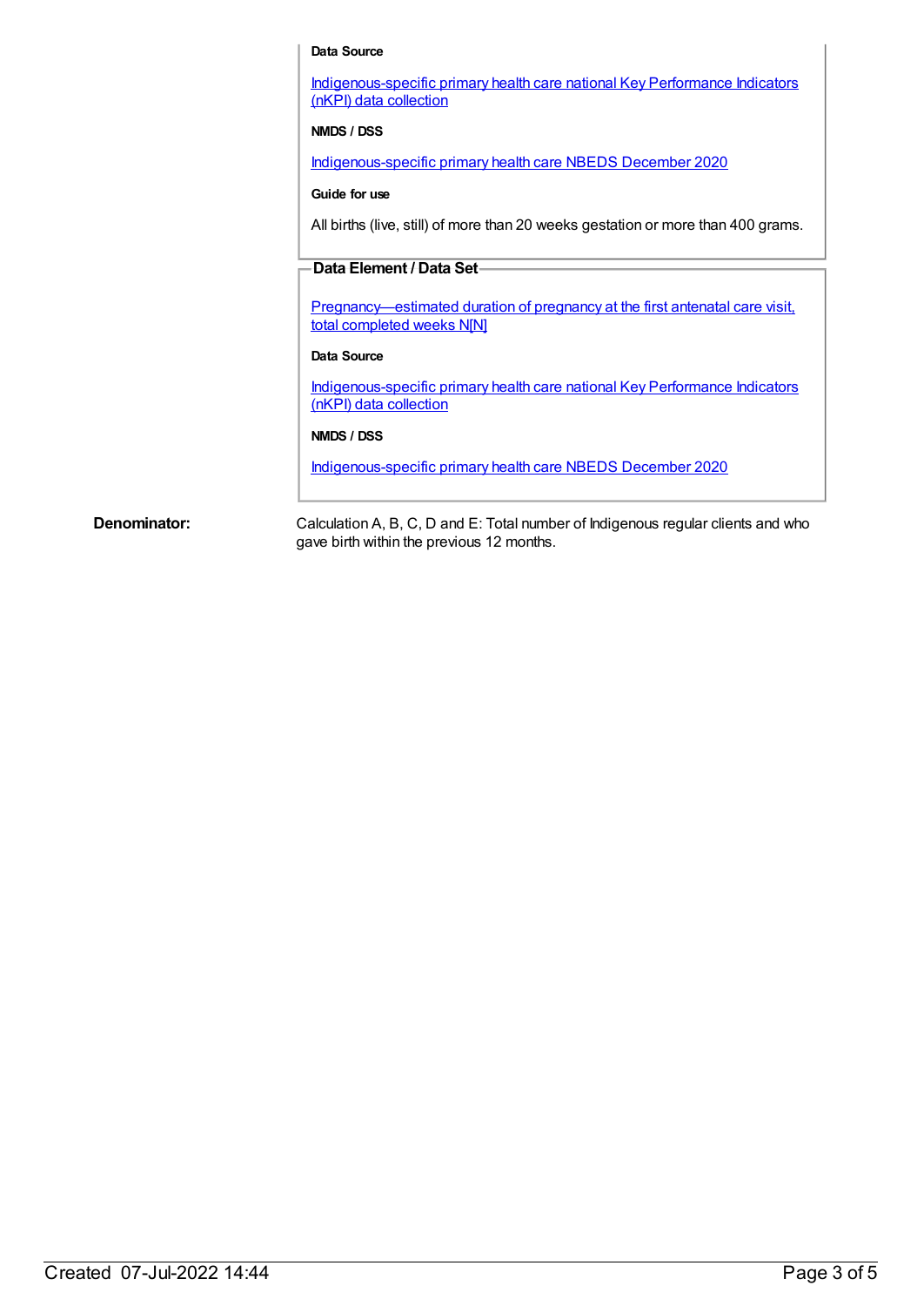**Data Source**

Indigenous-specific primary health care national Key Performance Indicators (nKPI) data collection

**NMDS / DSS**

Indigenous-specific primary health care NBEDS December 2020

**Guide for use**

All births (live, still) of more than 20 weeks gestation or more than 400 grams.

**Data Element / Data Set**

Pregnancy—estimated duration of pregnancy at the first antenatal care visit, total completed weeks N[N]

**Data Source**

Indigenous-specific primary health care national Key Performance Indicators (nKPI) data collection

**NMDS / DSS**

Indigenous-specific primary health care NBEDS December 2020

**Denominator:** Calculation A, B, C, D and E: Total number of Indigenous regular clients and who gave birth within the previous 12 months.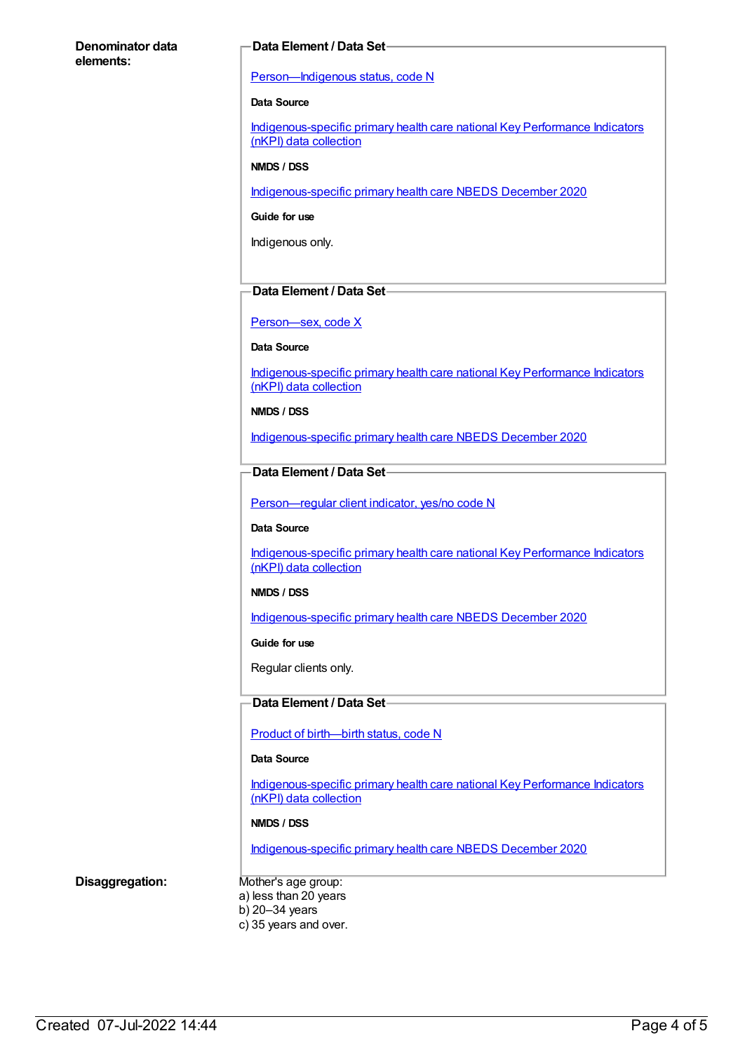**Denominator data elements:**

**Data Element / Data Set**

Person—Indigenous status, code N

**Data Source**

Indigenous-specific primary health care national Key Performance Indicators (nKPI) data collection

**NMDS / DSS**

Indigenous-specific primary health care NBEDS December 2020

**Guide for use**

Indigenous only.

**Data Element / Data Set**

Person—sex, code X

**Data Source**

Indigenous-specific primary health care national Key Performance Indicators (nKPI) data collection

**NMDS / DSS**

Indigenous-specific primary health care NBEDS December 2020

**Data Element / Data Set**

Person—regular client indicator, yes/no code N

**Data Source**

Indigenous-specific primary health care national Key Performance Indicators (nKPI) data collection

**NMDS / DSS**

Indigenous-specific primary health care NBEDS December 2020

**Guide for use**

Regular clients only.

**Data Element / Data Set**

Product of birth—birth status, code N

**Data Source**

Indigenous-specific primary health care national Key Performance Indicators (nKPI) data collection

**NMDS / DSS**

Indigenous-specific primary health care NBEDS December 2020

**Disaggregation:**

Mother's age group:
a) less than 20 years
b) 20–34 years
c) 35 years and over.

Created 07-Jul-2022 14:44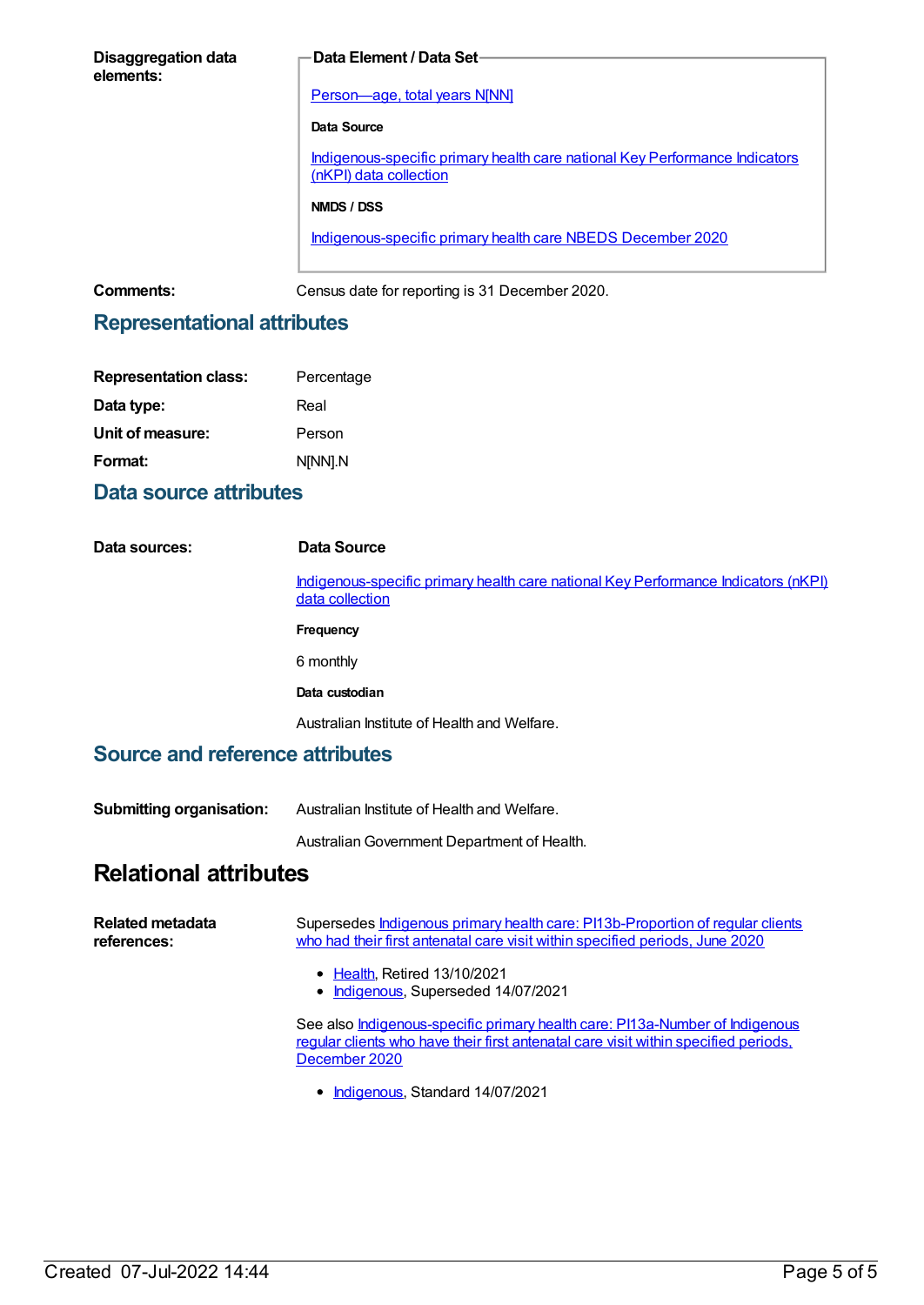**Disaggregation data elements:**

**Data Element / Data Set**

Person—age, total years N[NN]

**Data Source**

Indigenous-specific primary health care national Key Performance Indicators (nKPI) data collection

**NMDS / DSS**

Indigenous-specific primary health care NBEDS December 2020

**Comments:** Census date for reporting is 31 December 2020.

## Representational attributes

| | |
|---|---|
| **Representation class:** | Percentage |
| **Data type:** | Real |
| **Unit of measure:** | Person |
| **Format:** | N[NN].N |

## Data source attributes

**Data sources:**

**Data Source**

Indigenous-specific primary health care national Key Performance Indicators (nKPI) data collection

**Frequency**

6 monthly

**Data custodian**

Australian Institute of Health and Welfare.

## Source and reference attributes

**Submitting organisation:** Australian Institute of Health and Welfare.

Australian Government Department of Health.

# Relational attributes

**Related metadata references:**

Supersedes Indigenous primary health care: PI13b-Proportion of regular clients who had their first antenatal care visit within specified periods, June 2020

- Health, Retired 13/10/2021
- Indigenous, Superseded 14/07/2021

See also Indigenous-specific primary health care: PI13a-Number of Indigenous regular clients who have their first antenatal care visit within specified periods, December 2020

- Indigenous, Standard 14/07/2021